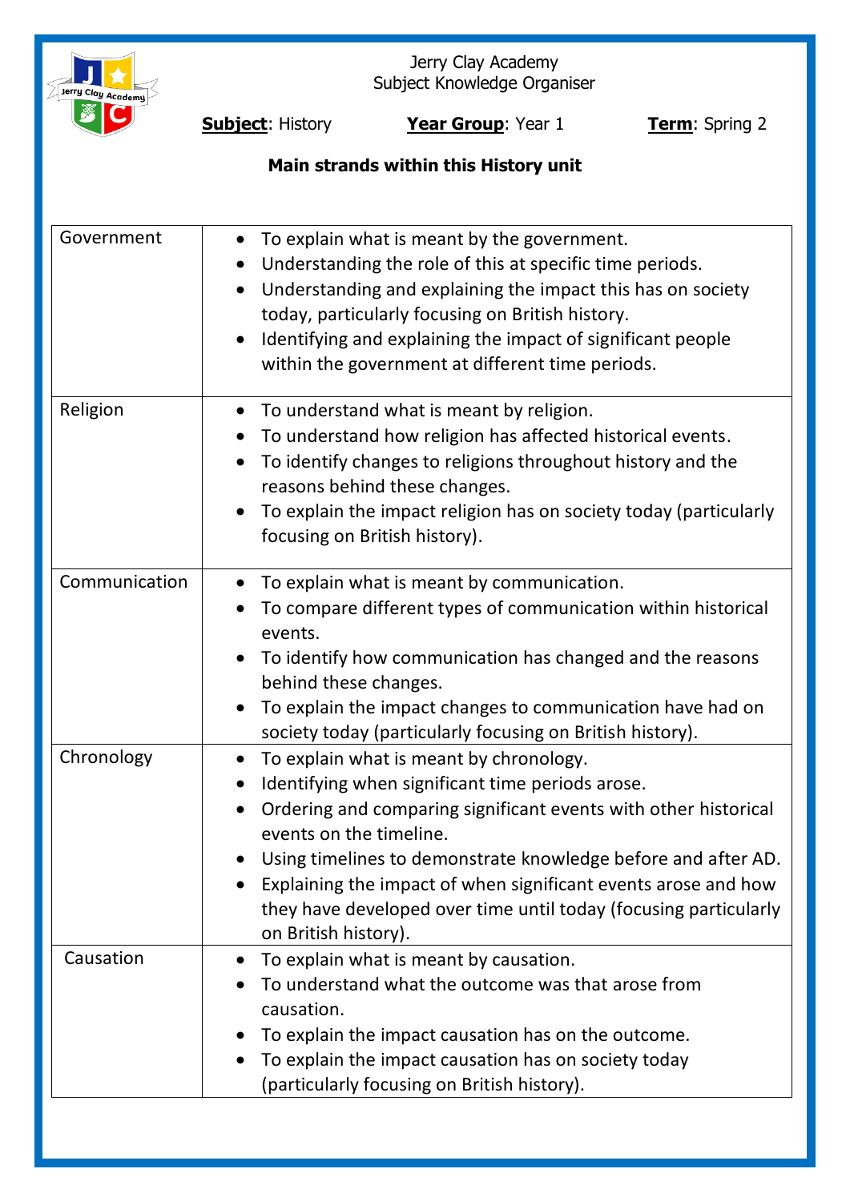Jerry Clay Academy
Subject Knowledge Organiser

**Subject**: History **Year Group**: Year 1 **Term**: Spring 2

**Main strands within this History unit**

| | |
|---|---|
| Government | • To explain what is meant by the government.<br>• Understanding the role of this at specific time periods.<br>• Understanding and explaining the impact this has on society today, particularly focusing on British history.<br>• Identifying and explaining the impact of significant people within the government at different time periods. |
| Religion | • To understand what is meant by religion.<br>• To understand how religion has affected historical events.<br>• To identify changes to religions throughout history and the reasons behind these changes.<br>• To explain the impact religion has on society today (particularly focusing on British history). |
| Communication | • To explain what is meant by communication.<br>• To compare different types of communication within historical events.<br>• To identify how communication has changed and the reasons behind these changes.<br>• To explain the impact changes to communication have had on society today (particularly focusing on British history). |
| Chronology | • To explain what is meant by chronology.<br>• Identifying when significant time periods arose.<br>• Ordering and comparing significant events with other historical events on the timeline.<br>• Using timelines to demonstrate knowledge before and after AD.<br>• Explaining the impact of when significant events arose and how they have developed over time until today (focusing particularly on British history). |
| Causation | • To explain what is meant by causation.<br>• To understand what the outcome was that arose from causation.<br>• To explain the impact causation has on the outcome.<br>• To explain the impact causation has on society today (particularly focusing on British history). |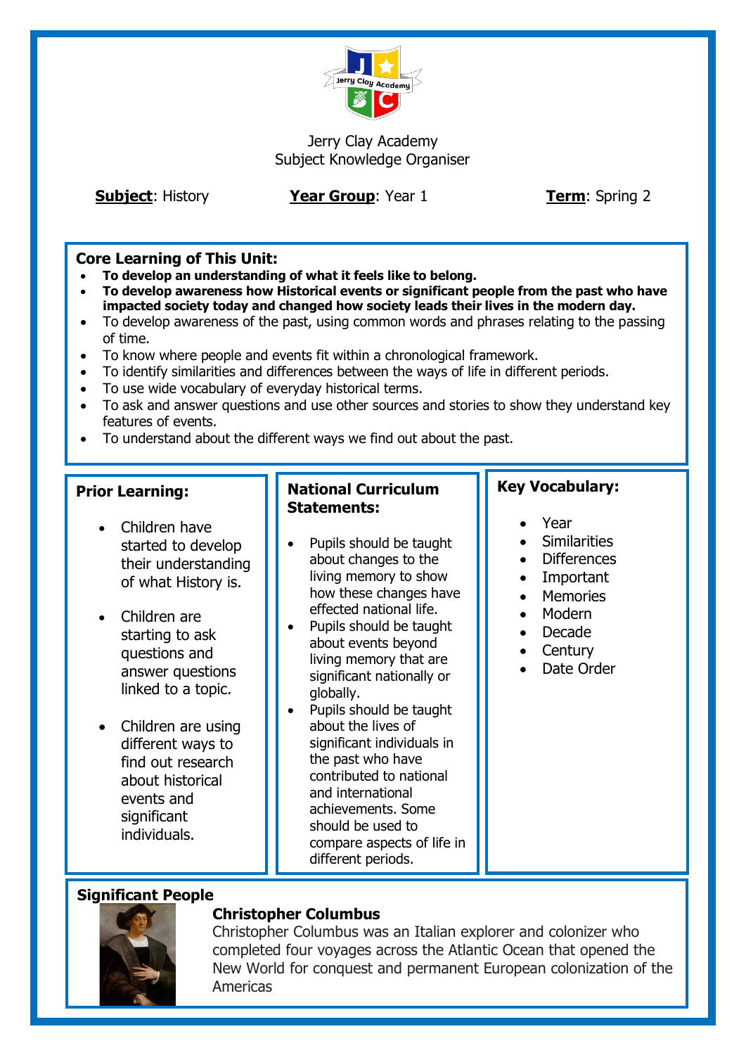Jerry Clay Academy
Subject Knowledge Organiser

**Subject**: History **Year Group**: Year 1 **Term**: Spring 2

## Core Learning of This Unit:

- **To develop an understanding of what it feels like to belong.**
- **To develop awareness how Historical events or significant people from the past who have impacted society today and changed how society leads their lives in the modern day.**
- To develop awareness of the past, using common words and phrases relating to the passing of time.
- To know where people and events fit within a chronological framework.
- To identify similarities and differences between the ways of life in different periods.
- To use wide vocabulary of everyday historical terms.
- To ask and answer questions and use other sources and stories to show they understand key features of events.
- To understand about the different ways we find out about the past.

## Prior Learning:

- Children have started to develop their understanding of what History is.
- Children are starting to ask questions and answer questions linked to a topic.
- Children are using different ways to find out research about historical events and significant individuals.

## National Curriculum Statements:

- Pupils should be taught about changes to the living memory to show how these changes have effected national life.
- Pupils should be taught about events beyond living memory that are significant nationally or globally.
- Pupils should be taught about the lives of significant individuals in the past who have contributed to national and international achievements. Some should be used to compare aspects of life in different periods.

## Key Vocabulary:

- Year
- Similarities
- Differences
- Important
- Memories
- Modern
- Decade
- Century
- Date Order

## Significant People

### Christopher Columbus

Christopher Columbus was an Italian explorer and colonizer who completed four voyages across the Atlantic Ocean that opened the New World for conquest and permanent European colonization of the Americas